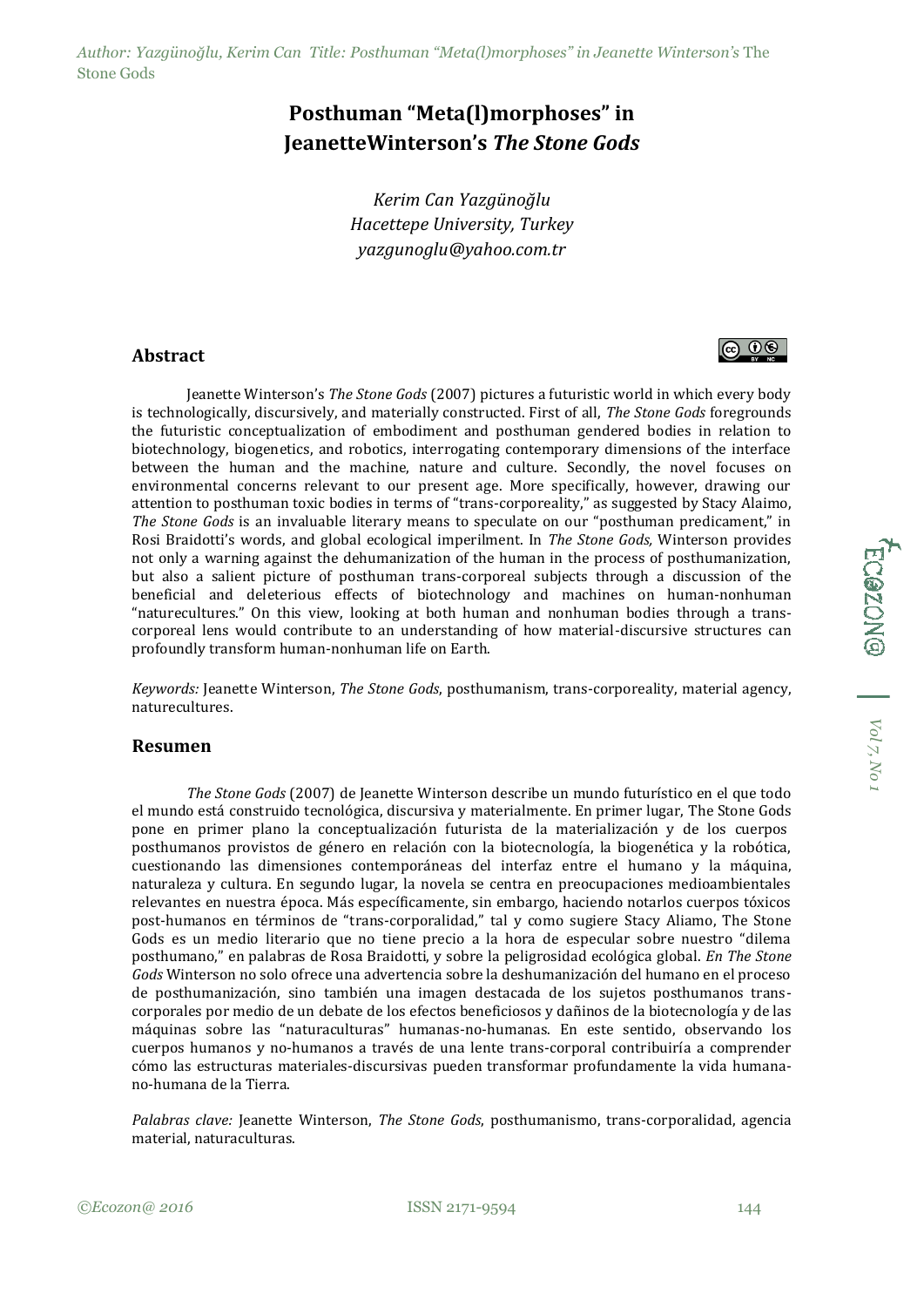# Posthuman "Meta(l)morphoses" in JeanetteWinterson's *The Stone Gods*

*Kerim Can Yazgünoğlu*
*Hacettepe University, Turkey*
*yazgunoglu@yahoo.com.tr*

## Abstract

Jeanette Winterson's *The Stone Gods* (2007) pictures a futuristic world in which every body is technologically, discursively, and materially constructed. First of all, *The Stone Gods* foregrounds the futuristic conceptualization of embodiment and posthuman gendered bodies in relation to biotechnology, biogenetics, and robotics, interrogating contemporary dimensions of the interface between the human and the machine, nature and culture. Secondly, the novel focuses on environmental concerns relevant to our present age. More specifically, however, drawing our attention to posthuman toxic bodies in terms of "trans-corporeality," as suggested by Stacy Alaimo, *The Stone Gods* is an invaluable literary means to speculate on our "posthuman predicament," in Rosi Braidotti's words, and global ecological imperilment. In *The Stone Gods,* Winterson provides not only a warning against the dehumanization of the human in the process of posthumanization, but also a salient picture of posthuman trans-corporeal subjects through a discussion of the beneficial and deleterious effects of biotechnology and machines on human-nonhuman "naturecultures." On this view, looking at both human and nonhuman bodies through a trans-corporeal lens would contribute to an understanding of how material-discursive structures can profoundly transform human-nonhuman life on Earth.

*Keywords:* Jeanette Winterson, *The Stone Gods*, posthumanism, trans-corporeality, material agency, naturecultures.

## Resumen

*The Stone Gods* (2007) de Jeanette Winterson describe un mundo futurístico en el que todo el mundo está construido tecnológica, discursiva y materialmente. En primer lugar, The Stone Gods pone en primer plano la conceptualización futurista de la materialización y de los cuerpos posthumanos provistos de género en relación con la biotecnología, la biogenética y la robótica, cuestionando las dimensiones contemporáneas del interfaz entre el humano y la máquina, naturaleza y cultura. En segundo lugar, la novela se centra en preocupaciones medioambientales relevantes en nuestra época. Más específicamente, sin embargo, haciendo notarlos cuerpos tóxicos post-humanos en términos de "trans-corporalidad," tal y como sugiere Stacy Aliamo, The Stone Gods es un medio literario que no tiene precio a la hora de especular sobre nuestro "dilema posthumano," en palabras de Rosa Braidotti, y sobre la peligrosidad ecológica global. *En The Stone Gods* Winterson no solo ofrece una advertencia sobre la deshumanización del humano en el proceso de posthumanización, sino también una imagen destacada de los sujetos posthumanos trans-corporales por medio de un debate de los efectos beneficiosos y dañinos de la biotecnología y de las máquinas sobre las "naturaculturas" humanas-no-humanas. En este sentido, observando los cuerpos humanos y no-humanos a través de una lente trans-corporal contribuiría a comprender cómo las estructuras materiales-discursivas pueden transformar profundamente la vida humana-no-humana de la Tierra.

*Palabras clave:* Jeanette Winterson, *The Stone Gods*, posthumanismo, trans-corporalidad, agencia material, naturaculturas.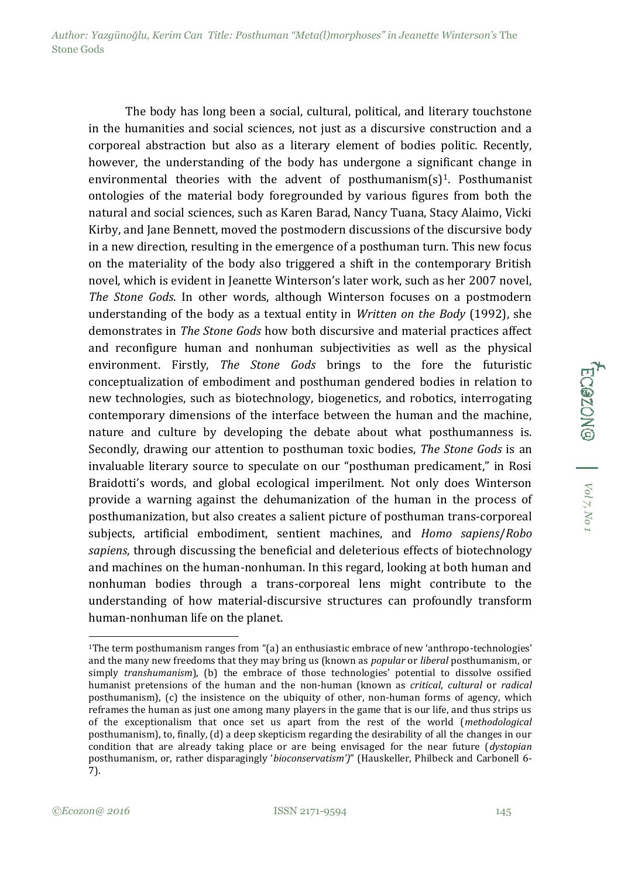The body has long been a social, cultural, political, and literary touchstone in the humanities and social sciences, not just as a discursive construction and a corporeal abstraction but also as a literary element of bodies politic. Recently, however, the understanding of the body has undergone a significant change in environmental theories with the advent of posthumanism(s)[1]. Posthumanist ontologies of the material body foregrounded by various figures from both the natural and social sciences, such as Karen Barad, Nancy Tuana, Stacy Alaimo, Vicki Kirby, and Jane Bennett, moved the postmodern discussions of the discursive body in a new direction, resulting in the emergence of a posthuman turn. This new focus on the materiality of the body also triggered a shift in the contemporary British novel, which is evident in Jeanette Winterson's later work, such as her 2007 novel, *The Stone Gods*. In other words, although Winterson focuses on a postmodern understanding of the body as a textual entity in *Written on the Body* (1992), she demonstrates in *The Stone Gods* how both discursive and material practices affect and reconfigure human and nonhuman subjectivities as well as the physical environment. Firstly, *The Stone Gods* brings to the fore the futuristic conceptualization of embodiment and posthuman gendered bodies in relation to new technologies, such as biotechnology, biogenetics, and robotics, interrogating contemporary dimensions of the interface between the human and the machine, nature and culture by developing the debate about what posthumanness is. Secondly, drawing our attention to posthuman toxic bodies, *The Stone Gods* is an invaluable literary source to speculate on our "posthuman predicament," in Rosi Braidotti's words, and global ecological imperilment. Not only does Winterson provide a warning against the dehumanization of the human in the process of posthumanization, but also creates a salient picture of posthuman trans-corporeal subjects, artificial embodiment, sentient machines, and *Homo sapiens*/*Robo sapiens*, through discussing the beneficial and deleterious effects of biotechnology and machines on the human-nonhuman. In this regard, looking at both human and nonhuman bodies through a trans-corporeal lens might contribute to the understanding of how material-discursive structures can profoundly transform human-nonhuman life on the planet.

---

[1]The term posthumanism ranges from "(a) an enthusiastic embrace of new 'anthropo-technologies' and the many new freedoms that they may bring us (known as *popular* or *liberal* posthumanism, or simply *transhumanism*), (b) the embrace of those technologies' potential to dissolve ossified humanist pretensions of the human and the non-human (known as *critical*, *cultural* or *radical* posthumanism), (c) the insistence on the ubiquity of other, non-human forms of agency, which reframes the human as just one among many players in the game that is our life, and thus strips us of the exceptionalism that once set us apart from the rest of the world (*methodological* posthumanism), to, finally, (d) a deep skepticism regarding the desirability of all the changes in our condition that are already taking place or are being envisaged for the near future (*dystopian* posthumanism, or, rather disparagingly '*bioconservatism*')" (Hauskeller, Philbeck and Carbonell 6-7).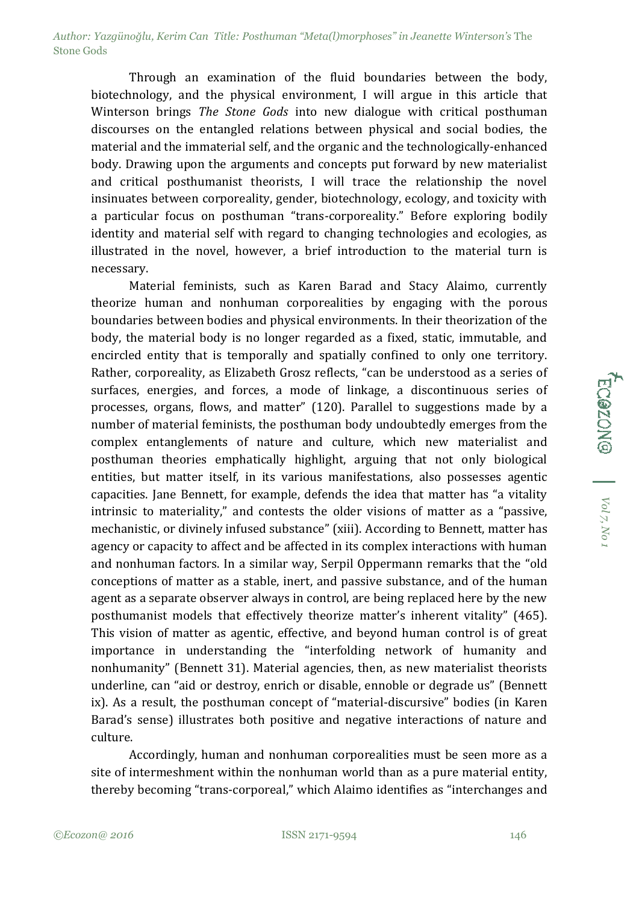Through an examination of the fluid boundaries between the body, biotechnology, and the physical environment, I will argue in this article that Winterson brings *The Stone Gods* into new dialogue with critical posthuman discourses on the entangled relations between physical and social bodies, the material and the immaterial self, and the organic and the technologically-enhanced body. Drawing upon the arguments and concepts put forward by new materialist and critical posthumanist theorists, I will trace the relationship the novel insinuates between corporeality, gender, biotechnology, ecology, and toxicity with a particular focus on posthuman "trans-corporeality." Before exploring bodily identity and material self with regard to changing technologies and ecologies, as illustrated in the novel, however, a brief introduction to the material turn is necessary.

Material feminists, such as Karen Barad and Stacy Alaimo, currently theorize human and nonhuman corporealities by engaging with the porous boundaries between bodies and physical environments. In their theorization of the body, the material body is no longer regarded as a fixed, static, immutable, and encircled entity that is temporally and spatially confined to only one territory. Rather, corporeality, as Elizabeth Grosz reflects, "can be understood as a series of surfaces, energies, and forces, a mode of linkage, a discontinuous series of processes, organs, flows, and matter" (120). Parallel to suggestions made by a number of material feminists, the posthuman body undoubtedly emerges from the complex entanglements of nature and culture, which new materialist and posthuman theories emphatically highlight, arguing that not only biological entities, but matter itself, in its various manifestations, also possesses agentic capacities. Jane Bennett, for example, defends the idea that matter has "a vitality intrinsic to materiality," and contests the older visions of matter as a "passive, mechanistic, or divinely infused substance" (xiii). According to Bennett, matter has agency or capacity to affect and be affected in its complex interactions with human and nonhuman factors. In a similar way, Serpil Oppermann remarks that the "old conceptions of matter as a stable, inert, and passive substance, and of the human agent as a separate observer always in control, are being replaced here by the new posthumanist models that effectively theorize matter's inherent vitality" (465). This vision of matter as agentic, effective, and beyond human control is of great importance in understanding the "interfolding network of humanity and nonhumanity" (Bennett 31). Material agencies, then, as new materialist theorists underline, can "aid or destroy, enrich or disable, ennoble or degrade us" (Bennett ix). As a result, the posthuman concept of "material-discursive" bodies (in Karen Barad's sense) illustrates both positive and negative interactions of nature and culture.

Accordingly, human and nonhuman corporealities must be seen more as a site of intermeshment within the nonhuman world than as a pure material entity, thereby becoming "trans-corporeal," which Alaimo identifies as "interchanges and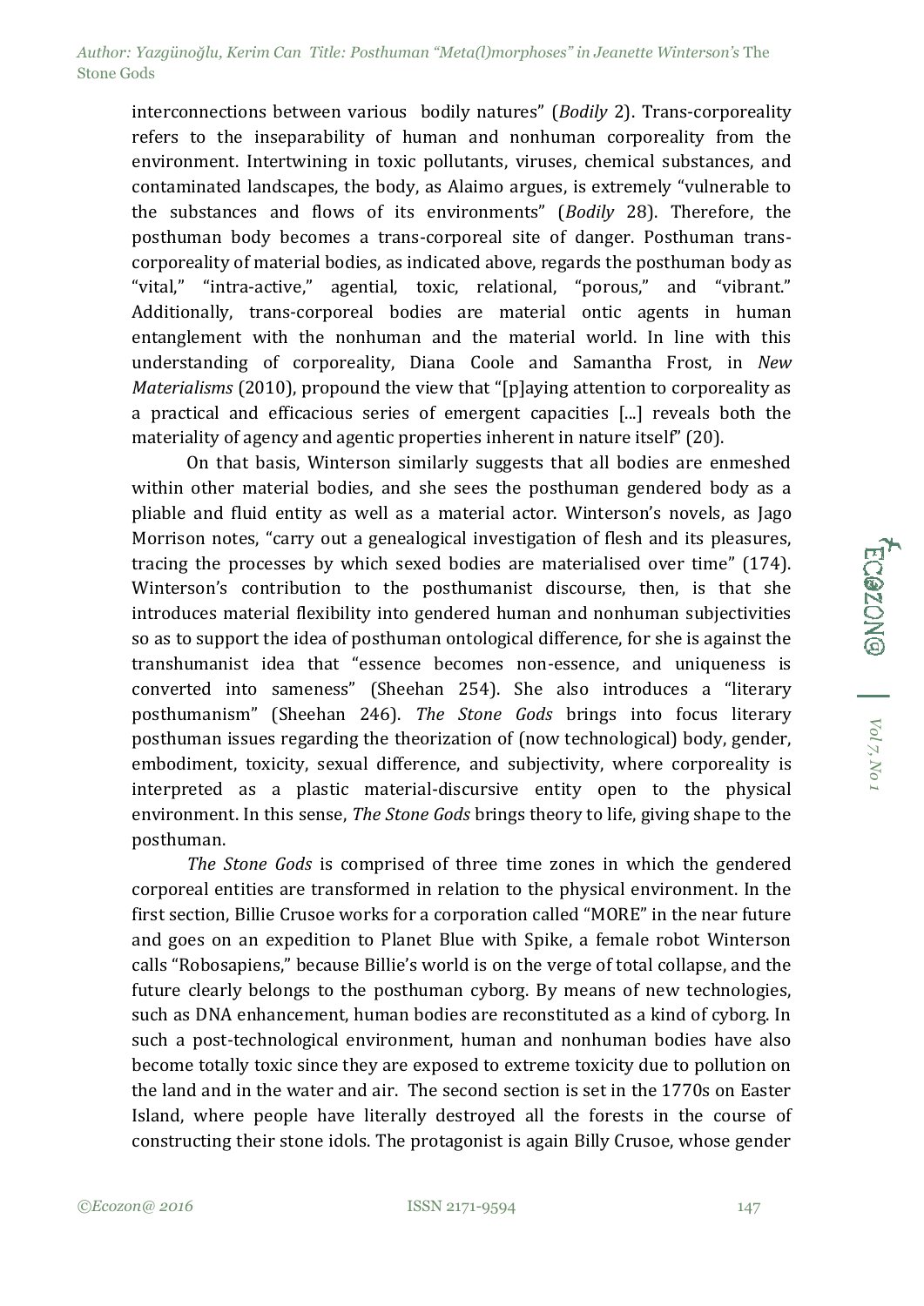interconnections between various bodily natures" (*Bodily* 2). Trans-corporeality refers to the inseparability of human and nonhuman corporeality from the environment. Intertwining in toxic pollutants, viruses, chemical substances, and contaminated landscapes, the body, as Alaimo argues, is extremely "vulnerable to the substances and flows of its environments" (*Bodily* 28). Therefore, the posthuman body becomes a trans-corporeal site of danger. Posthuman trans-corporeality of material bodies, as indicated above, regards the posthuman body as "vital," "intra-active," agential, toxic, relational, "porous," and "vibrant." Additionally, trans-corporeal bodies are material ontic agents in human entanglement with the nonhuman and the material world. In line with this understanding of corporeality, Diana Coole and Samantha Frost, in *New Materialisms* (2010), propound the view that "[p]aying attention to corporeality as a practical and efficacious series of emergent capacities [...] reveals both the materiality of agency and agentic properties inherent in nature itself" (20).

On that basis, Winterson similarly suggests that all bodies are enmeshed within other material bodies, and she sees the posthuman gendered body as a pliable and fluid entity as well as a material actor. Winterson's novels, as Jago Morrison notes, "carry out a genealogical investigation of flesh and its pleasures, tracing the processes by which sexed bodies are materialised over time" (174). Winterson's contribution to the posthumanist discourse, then, is that she introduces material flexibility into gendered human and nonhuman subjectivities so as to support the idea of posthuman ontological difference, for she is against the transhumanist idea that "essence becomes non-essence, and uniqueness is converted into sameness" (Sheehan 254). She also introduces a "literary posthumanism" (Sheehan 246). *The Stone Gods* brings into focus literary posthuman issues regarding the theorization of (now technological) body, gender, embodiment, toxicity, sexual difference, and subjectivity, where corporeality is interpreted as a plastic material-discursive entity open to the physical environment. In this sense, *The Stone Gods* brings theory to life, giving shape to the posthuman.

*The Stone Gods* is comprised of three time zones in which the gendered corporeal entities are transformed in relation to the physical environment. In the first section, Billie Crusoe works for a corporation called "MORE" in the near future and goes on an expedition to Planet Blue with Spike, a female robot Winterson calls "Robosapiens," because Billie's world is on the verge of total collapse, and the future clearly belongs to the posthuman cyborg. By means of new technologies, such as DNA enhancement, human bodies are reconstituted as a kind of cyborg. In such a post-technological environment, human and nonhuman bodies have also become totally toxic since they are exposed to extreme toxicity due to pollution on the land and in the water and air. The second section is set in the 1770s on Easter Island, where people have literally destroyed all the forests in the course of constructing their stone idols. The protagonist is again Billy Crusoe, whose gender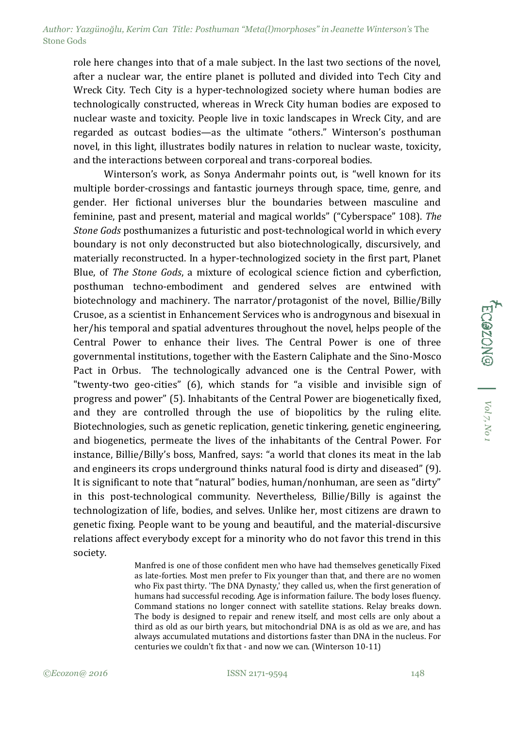role here changes into that of a male subject. In the last two sections of the novel, after a nuclear war, the entire planet is polluted and divided into Tech City and Wreck City. Tech City is a hyper-technologized society where human bodies are technologically constructed, whereas in Wreck City human bodies are exposed to nuclear waste and toxicity. People live in toxic landscapes in Wreck City, and are regarded as outcast bodies—as the ultimate "others." Winterson's posthuman novel, in this light, illustrates bodily natures in relation to nuclear waste, toxicity, and the interactions between corporeal and trans-corporeal bodies.

Winterson's work, as Sonya Andermahr points out, is "well known for its multiple border-crossings and fantastic journeys through space, time, genre, and gender. Her fictional universes blur the boundaries between masculine and feminine, past and present, material and magical worlds" ("Cyberspace" 108). *The Stone Gods* posthumanizes a futuristic and post-technological world in which every boundary is not only deconstructed but also biotechnologically, discursively, and materially reconstructed. In a hyper-technologized society in the first part, Planet Blue, of *The Stone Gods*, a mixture of ecological science fiction and cyberfiction, posthuman techno-embodiment and gendered selves are entwined with biotechnology and machinery. The narrator/protagonist of the novel, Billie/Billy Crusoe, as a scientist in Enhancement Services who is androgynous and bisexual in her/his temporal and spatial adventures throughout the novel, helps people of the Central Power to enhance their lives. The Central Power is one of three governmental institutions, together with the Eastern Caliphate and the Sino-Mosco Pact in Orbus. The technologically advanced one is the Central Power, with "twenty-two geo-cities" (6), which stands for "a visible and invisible sign of progress and power" (5). Inhabitants of the Central Power are biogenetically fixed, and they are controlled through the use of biopolitics by the ruling elite. Biotechnologies, such as genetic replication, genetic tinkering, genetic engineering, and biogenetics, permeate the lives of the inhabitants of the Central Power. For instance, Billie/Billy's boss, Manfred, says: "a world that clones its meat in the lab and engineers its crops underground thinks natural food is dirty and diseased" (9). It is significant to note that "natural" bodies, human/nonhuman, are seen as "dirty" in this post-technological community. Nevertheless, Billie/Billy is against the technologization of life, bodies, and selves. Unlike her, most citizens are drawn to genetic fixing. People want to be young and beautiful, and the material-discursive relations affect everybody except for a minority who do not favor this trend in this society.

> Manfred is one of those confident men who have had themselves genetically Fixed as late-forties. Most men prefer to Fix younger than that, and there are no women who Fix past thirty. 'The DNA Dynasty,' they called us, when the first generation of humans had successful recoding. Age is information failure. The body loses fluency. Command stations no longer connect with satellite stations. Relay breaks down. The body is designed to repair and renew itself, and most cells are only about a third as old as our birth years, but mitochondrial DNA is as old as we are, and has always accumulated mutations and distortions faster than DNA in the nucleus. For centuries we couldn't fix that - and now we can. (Winterson 10-11)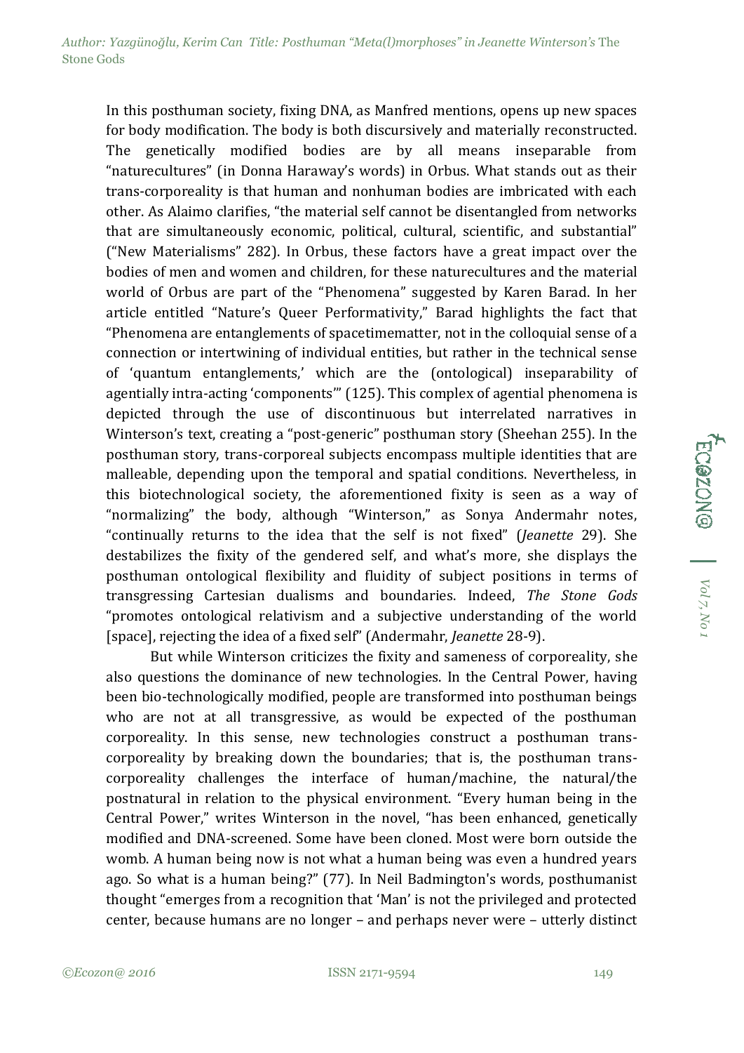In this posthuman society, fixing DNA, as Manfred mentions, opens up new spaces for body modification. The body is both discursively and materially reconstructed. The genetically modified bodies are by all means inseparable from "naturecultures" (in Donna Haraway's words) in Orbus. What stands out as their trans-corporeality is that human and nonhuman bodies are imbricated with each other. As Alaimo clarifies, "the material self cannot be disentangled from networks that are simultaneously economic, political, cultural, scientific, and substantial" ("New Materialisms" 282). In Orbus, these factors have a great impact over the bodies of men and women and children, for these naturecultures and the material world of Orbus are part of the "Phenomena" suggested by Karen Barad. In her article entitled "Nature's Queer Performativity," Barad highlights the fact that "Phenomena are entanglements of spacetimematter, not in the colloquial sense of a connection or intertwining of individual entities, but rather in the technical sense of 'quantum entanglements,' which are the (ontological) inseparability of agentially intra-acting 'components'" (125). This complex of agential phenomena is depicted through the use of discontinuous but interrelated narratives in Winterson's text, creating a "post-generic" posthuman story (Sheehan 255). In the posthuman story, trans-corporeal subjects encompass multiple identities that are malleable, depending upon the temporal and spatial conditions. Nevertheless, in this biotechnological society, the aforementioned fixity is seen as a way of "normalizing" the body, although "Winterson," as Sonya Andermahr notes, "continually returns to the idea that the self is not fixed" (*Jeanette* 29). She destabilizes the fixity of the gendered self, and what's more, she displays the posthuman ontological flexibility and fluidity of subject positions in terms of transgressing Cartesian dualisms and boundaries. Indeed, *The Stone Gods* "promotes ontological relativism and a subjective understanding of the world [space], rejecting the idea of a fixed self" (Andermahr, *Jeanette* 28-9).

But while Winterson criticizes the fixity and sameness of corporeality, she also questions the dominance of new technologies. In the Central Power, having been bio-technologically modified, people are transformed into posthuman beings who are not at all transgressive, as would be expected of the posthuman corporeality. In this sense, new technologies construct a posthuman trans-corporeality by breaking down the boundaries; that is, the posthuman trans-corporeality challenges the interface of human/machine, the natural/the postnatural in relation to the physical environment. "Every human being in the Central Power," writes Winterson in the novel, "has been enhanced, genetically modified and DNA-screened. Some have been cloned. Most were born outside the womb. A human being now is not what a human being was even a hundred years ago. So what is a human being?" (77). In Neil Badmington's words, posthumanist thought "emerges from a recognition that 'Man' is not the privileged and protected center, because humans are no longer – and perhaps never were – utterly distinct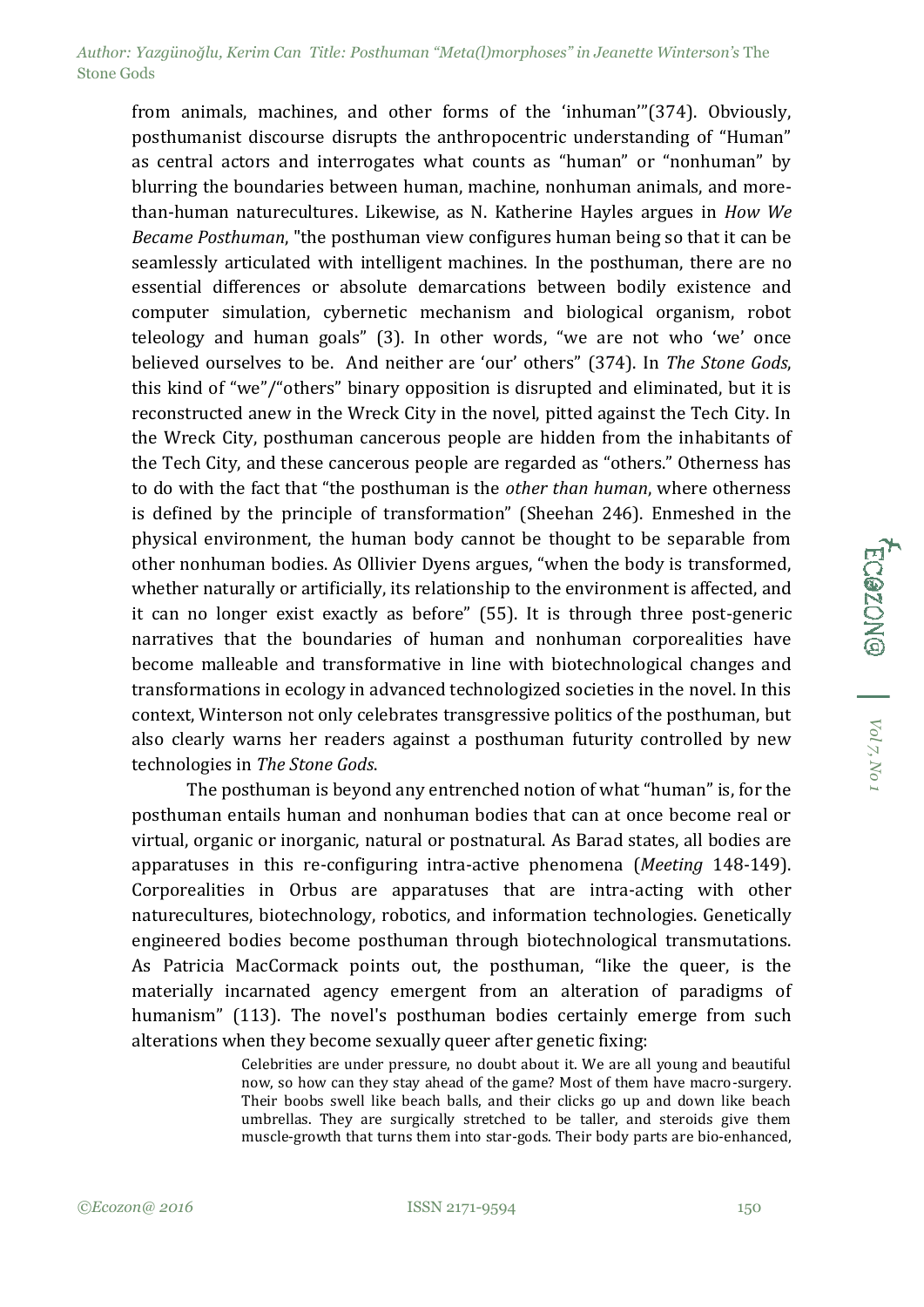from animals, machines, and other forms of the 'inhuman'"(374). Obviously, posthumanist discourse disrupts the anthropocentric understanding of "Human" as central actors and interrogates what counts as "human" or "nonhuman" by blurring the boundaries between human, machine, nonhuman animals, and more-than-human naturecultures. Likewise, as N. Katherine Hayles argues in *How We Became Posthuman*, "the posthuman view configures human being so that it can be seamlessly articulated with intelligent machines. In the posthuman, there are no essential differences or absolute demarcations between bodily existence and computer simulation, cybernetic mechanism and biological organism, robot teleology and human goals" (3). In other words, "we are not who 'we' once believed ourselves to be. And neither are 'our' others" (374). In *The Stone Gods*, this kind of "we"/"others" binary opposition is disrupted and eliminated, but it is reconstructed anew in the Wreck City in the novel, pitted against the Tech City. In the Wreck City, posthuman cancerous people are hidden from the inhabitants of the Tech City, and these cancerous people are regarded as "others." Otherness has to do with the fact that "the posthuman is the *other than human*, where otherness is defined by the principle of transformation" (Sheehan 246). Enmeshed in the physical environment, the human body cannot be thought to be separable from other nonhuman bodies. As Ollivier Dyens argues, "when the body is transformed, whether naturally or artificially, its relationship to the environment is affected, and it can no longer exist exactly as before" (55). It is through three post-generic narratives that the boundaries of human and nonhuman corporealities have become malleable and transformative in line with biotechnological changes and transformations in ecology in advanced technologized societies in the novel. In this context, Winterson not only celebrates transgressive politics of the posthuman, but also clearly warns her readers against a posthuman futurity controlled by new technologies in *The Stone Gods*.

The posthuman is beyond any entrenched notion of what "human" is, for the posthuman entails human and nonhuman bodies that can at once become real or virtual, organic or inorganic, natural or postnatural. As Barad states, all bodies are apparatuses in this re-configuring intra-active phenomena (*Meeting* 148-149). Corporealities in Orbus are apparatuses that are intra-acting with other naturecultures, biotechnology, robotics, and information technologies. Genetically engineered bodies become posthuman through biotechnological transmutations. As Patricia MacCormack points out, the posthuman, "like the queer, is the materially incarnated agency emergent from an alteration of paradigms of humanism" (113). The novel's posthuman bodies certainly emerge from such alterations when they become sexually queer after genetic fixing:

> Celebrities are under pressure, no doubt about it. We are all young and beautiful now, so how can they stay ahead of the game? Most of them have macro-surgery. Their boobs swell like beach balls, and their clicks go up and down like beach umbrellas. They are surgically stretched to be taller, and steroids give them muscle-growth that turns them into star-gods. Their body parts are bio-enhanced,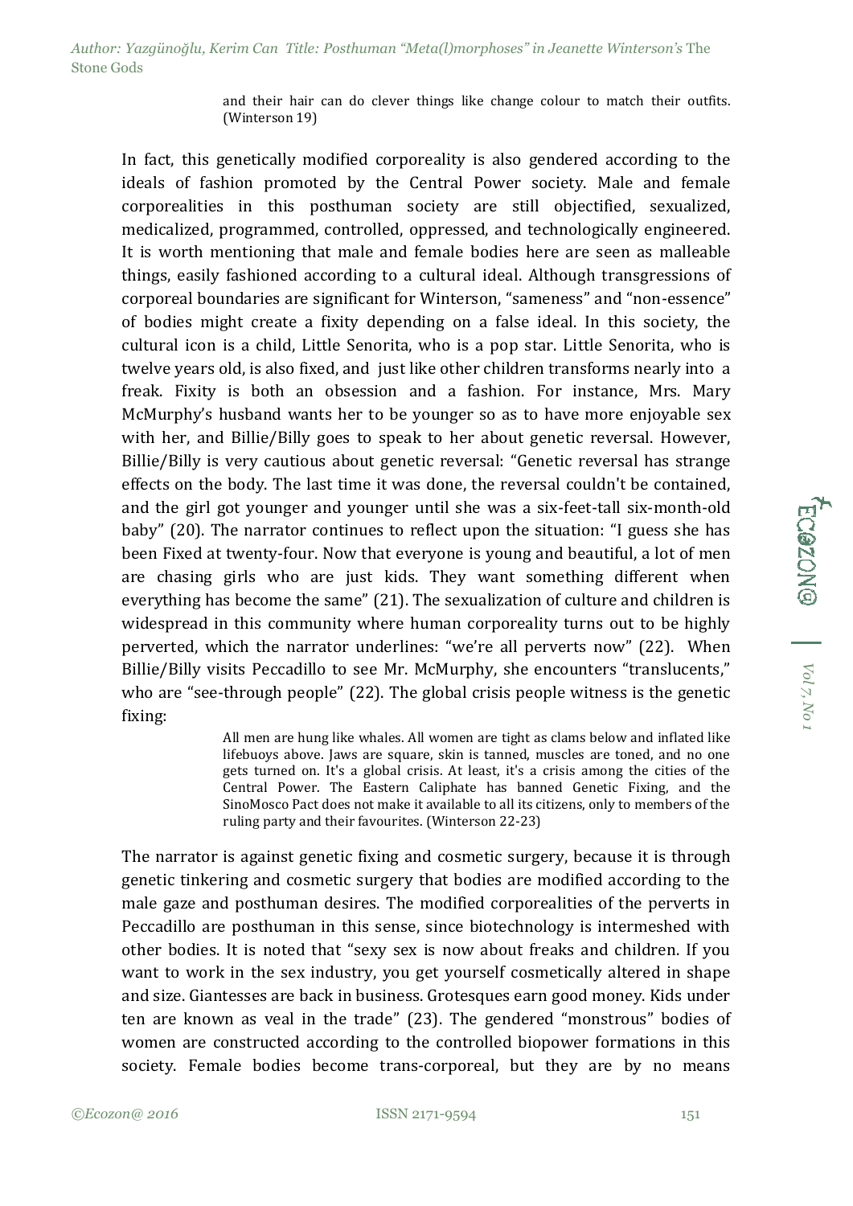> and their hair can do clever things like change colour to match their outfits. (Winterson 19)

In fact, this genetically modified corporeality is also gendered according to the ideals of fashion promoted by the Central Power society. Male and female corporealities in this posthuman society are still objectified, sexualized, medicalized, programmed, controlled, oppressed, and technologically engineered. It is worth mentioning that male and female bodies here are seen as malleable things, easily fashioned according to a cultural ideal. Although transgressions of corporeal boundaries are significant for Winterson, "sameness" and "non-essence" of bodies might create a fixity depending on a false ideal. In this society, the cultural icon is a child, Little Senorita, who is a pop star. Little Senorita, who is twelve years old, is also fixed, and just like other children transforms nearly into a freak. Fixity is both an obsession and a fashion. For instance, Mrs. Mary McMurphy's husband wants her to be younger so as to have more enjoyable sex with her, and Billie/Billy goes to speak to her about genetic reversal. However, Billie/Billy is very cautious about genetic reversal: "Genetic reversal has strange effects on the body. The last time it was done, the reversal couldn't be contained, and the girl got younger and younger until she was a six-feet-tall six-month-old baby" (20). The narrator continues to reflect upon the situation: "I guess she has been Fixed at twenty-four. Now that everyone is young and beautiful, a lot of men are chasing girls who are just kids. They want something different when everything has become the same" (21). The sexualization of culture and children is widespread in this community where human corporeality turns out to be highly perverted, which the narrator underlines: "we're all perverts now" (22). When Billie/Billy visits Peccadillo to see Mr. McMurphy, she encounters "translucents," who are "see-through people" (22). The global crisis people witness is the genetic fixing:

> All men are hung like whales. All women are tight as clams below and inflated like lifebuoys above. Jaws are square, skin is tanned, muscles are toned, and no one gets turned on. It's a global crisis. At least, it's a crisis among the cities of the Central Power. The Eastern Caliphate has banned Genetic Fixing, and the SinoMosco Pact does not make it available to all its citizens, only to members of the ruling party and their favourites. (Winterson 22-23)

The narrator is against genetic fixing and cosmetic surgery, because it is through genetic tinkering and cosmetic surgery that bodies are modified according to the male gaze and posthuman desires. The modified corporealities of the perverts in Peccadillo are posthuman in this sense, since biotechnology is intermeshed with other bodies. It is noted that "sexy sex is now about freaks and children. If you want to work in the sex industry, you get yourself cosmetically altered in shape and size. Giantesses are back in business. Grotesques earn good money. Kids under ten are known as veal in the trade" (23). The gendered "monstrous" bodies of women are constructed according to the controlled biopower formations in this society. Female bodies become trans-corporeal, but they are by no means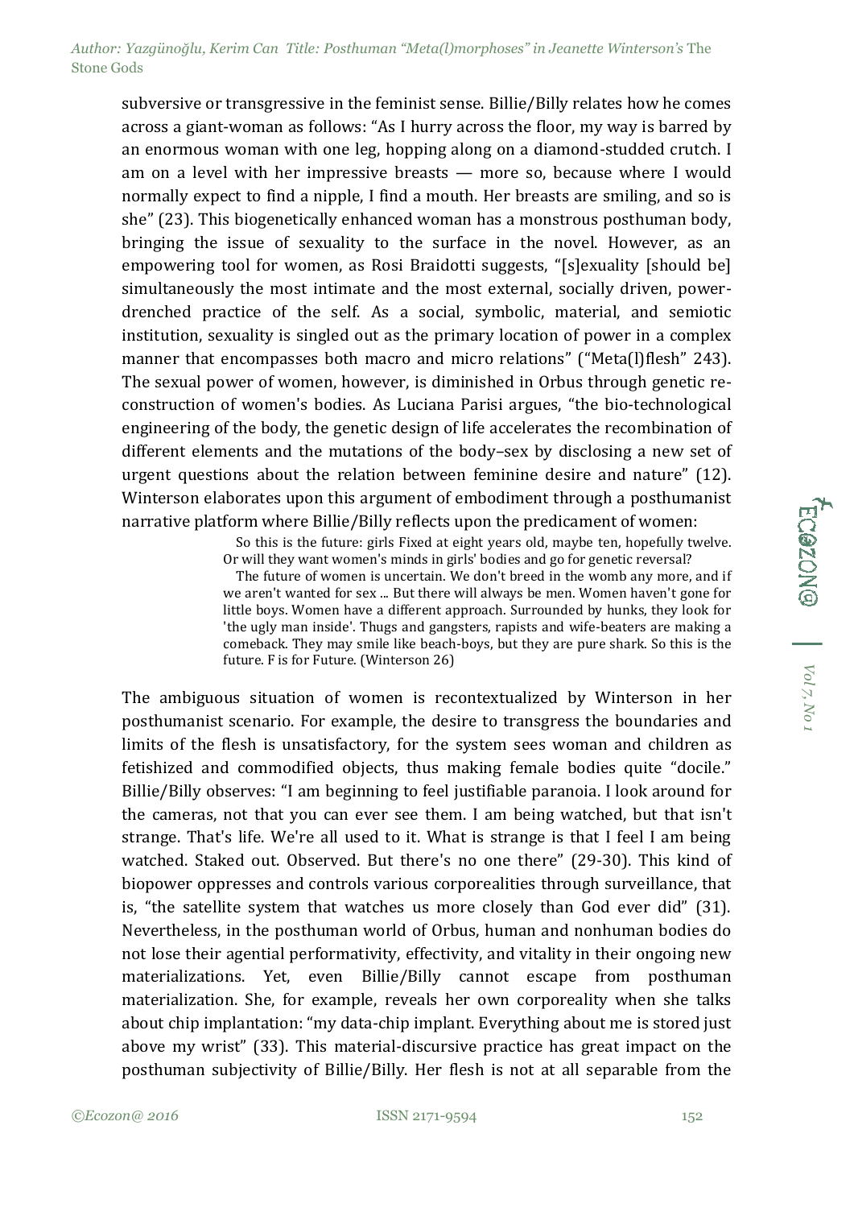subversive or transgressive in the feminist sense. Billie/Billy relates how he comes across a giant-woman as follows: "As I hurry across the floor, my way is barred by an enormous woman with one leg, hopping along on a diamond-studded crutch. I am on a level with her impressive breasts — more so, because where I would normally expect to find a nipple, I find a mouth. Her breasts are smiling, and so is she" (23). This biogenetically enhanced woman has a monstrous posthuman body, bringing the issue of sexuality to the surface in the novel. However, as an empowering tool for women, as Rosi Braidotti suggests, "[s]exuality [should be] simultaneously the most intimate and the most external, socially driven, power-drenched practice of the self. As a social, symbolic, material, and semiotic institution, sexuality is singled out as the primary location of power in a complex manner that encompasses both macro and micro relations" ("Meta(l)flesh" 243). The sexual power of women, however, is diminished in Orbus through genetic re-construction of women's bodies. As Luciana Parisi argues, "the bio-technological engineering of the body, the genetic design of life accelerates the recombination of different elements and the mutations of the body–sex by disclosing a new set of urgent questions about the relation between feminine desire and nature" (12). Winterson elaborates upon this argument of embodiment through a posthumanist narrative platform where Billie/Billy reflects upon the predicament of women:

> So this is the future: girls Fixed at eight years old, maybe ten, hopefully twelve. Or will they want women's minds in girls' bodies and go for genetic reversal?
>
> The future of women is uncertain. We don't breed in the womb any more, and if we aren't wanted for sex ... But there will always be men. Women haven't gone for little boys. Women have a different approach. Surrounded by hunks, they look for 'the ugly man inside'. Thugs and gangsters, rapists and wife-beaters are making a comeback. They may smile like beach-boys, but they are pure shark. So this is the future. F is for Future. (Winterson 26)

The ambiguous situation of women is recontextualized by Winterson in her posthumanist scenario. For example, the desire to transgress the boundaries and limits of the flesh is unsatisfactory, for the system sees woman and children as fetishized and commodified objects, thus making female bodies quite "docile." Billie/Billy observes: "I am beginning to feel justifiable paranoia. I look around for the cameras, not that you can ever see them. I am being watched, but that isn't strange. That's life. We're all used to it. What is strange is that I feel I am being watched. Staked out. Observed. But there's no one there" (29-30). This kind of biopower oppresses and controls various corporealities through surveillance, that is, "the satellite system that watches us more closely than God ever did" (31). Nevertheless, in the posthuman world of Orbus, human and nonhuman bodies do not lose their agential performativity, effectivity, and vitality in their ongoing new materializations. Yet, even Billie/Billy cannot escape from posthuman materialization. She, for example, reveals her own corporeality when she talks about chip implantation: "my data-chip implant. Everything about me is stored just above my wrist" (33). This material-discursive practice has great impact on the posthuman subjectivity of Billie/Billy. Her flesh is not at all separable from the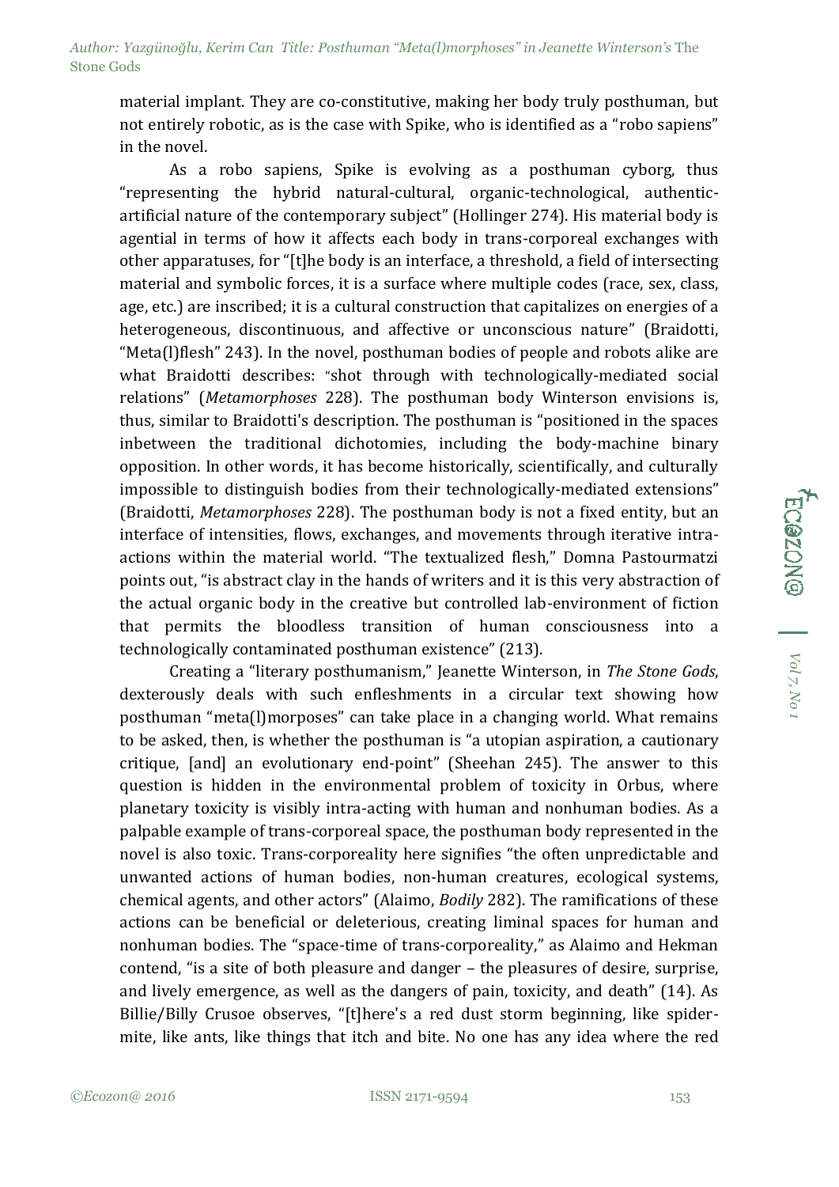material implant. They are co-constitutive, making her body truly posthuman, but not entirely robotic, as is the case with Spike, who is identified as a "robo sapiens" in the novel.

As a robo sapiens, Spike is evolving as a posthuman cyborg, thus "representing the hybrid natural-cultural, organic-technological, authentic-artificial nature of the contemporary subject" (Hollinger 274). His material body is agential in terms of how it affects each body in trans-corporeal exchanges with other apparatuses, for "[t]he body is an interface, a threshold, a field of intersecting material and symbolic forces, it is a surface where multiple codes (race, sex, class, age, etc.) are inscribed; it is a cultural construction that capitalizes on energies of a heterogeneous, discontinuous, and affective or unconscious nature" (Braidotti, "Meta(l)flesh" 243). In the novel, posthuman bodies of people and robots alike are what Braidotti describes: "shot through with technologically-mediated social relations" (*Metamorphoses* 228). The posthuman body Winterson envisions is, thus, similar to Braidotti's description. The posthuman is "positioned in the spaces inbetween the traditional dichotomies, including the body-machine binary opposition. In other words, it has become historically, scientifically, and culturally impossible to distinguish bodies from their technologically-mediated extensions" (Braidotti, *Metamorphoses* 228). The posthuman body is not a fixed entity, but an interface of intensities, flows, exchanges, and movements through iterative intra-actions within the material world. "The textualized flesh," Domna Pastourmatzi points out, "is abstract clay in the hands of writers and it is this very abstraction of the actual organic body in the creative but controlled lab-environment of fiction that permits the bloodless transition of human consciousness into a technologically contaminated posthuman existence" (213).

Creating a "literary posthumanism," Jeanette Winterson, in *The Stone Gods*, dexterously deals with such enfleshments in a circular text showing how posthuman "meta(l)morposes" can take place in a changing world. What remains to be asked, then, is whether the posthuman is "a utopian aspiration, a cautionary critique, [and] an evolutionary end-point" (Sheehan 245). The answer to this question is hidden in the environmental problem of toxicity in Orbus, where planetary toxicity is visibly intra-acting with human and nonhuman bodies. As a palpable example of trans-corporeal space, the posthuman body represented in the novel is also toxic. Trans-corporeality here signifies "the often unpredictable and unwanted actions of human bodies, non-human creatures, ecological systems, chemical agents, and other actors" (Alaimo, *Bodily* 282). The ramifications of these actions can be beneficial or deleterious, creating liminal spaces for human and nonhuman bodies. The "space-time of trans-corporeality," as Alaimo and Hekman contend, "is a site of both pleasure and danger – the pleasures of desire, surprise, and lively emergence, as well as the dangers of pain, toxicity, and death" (14). As Billie/Billy Crusoe observes, "[t]here's a red dust storm beginning, like spider-mite, like ants, like things that itch and bite. No one has any idea where the red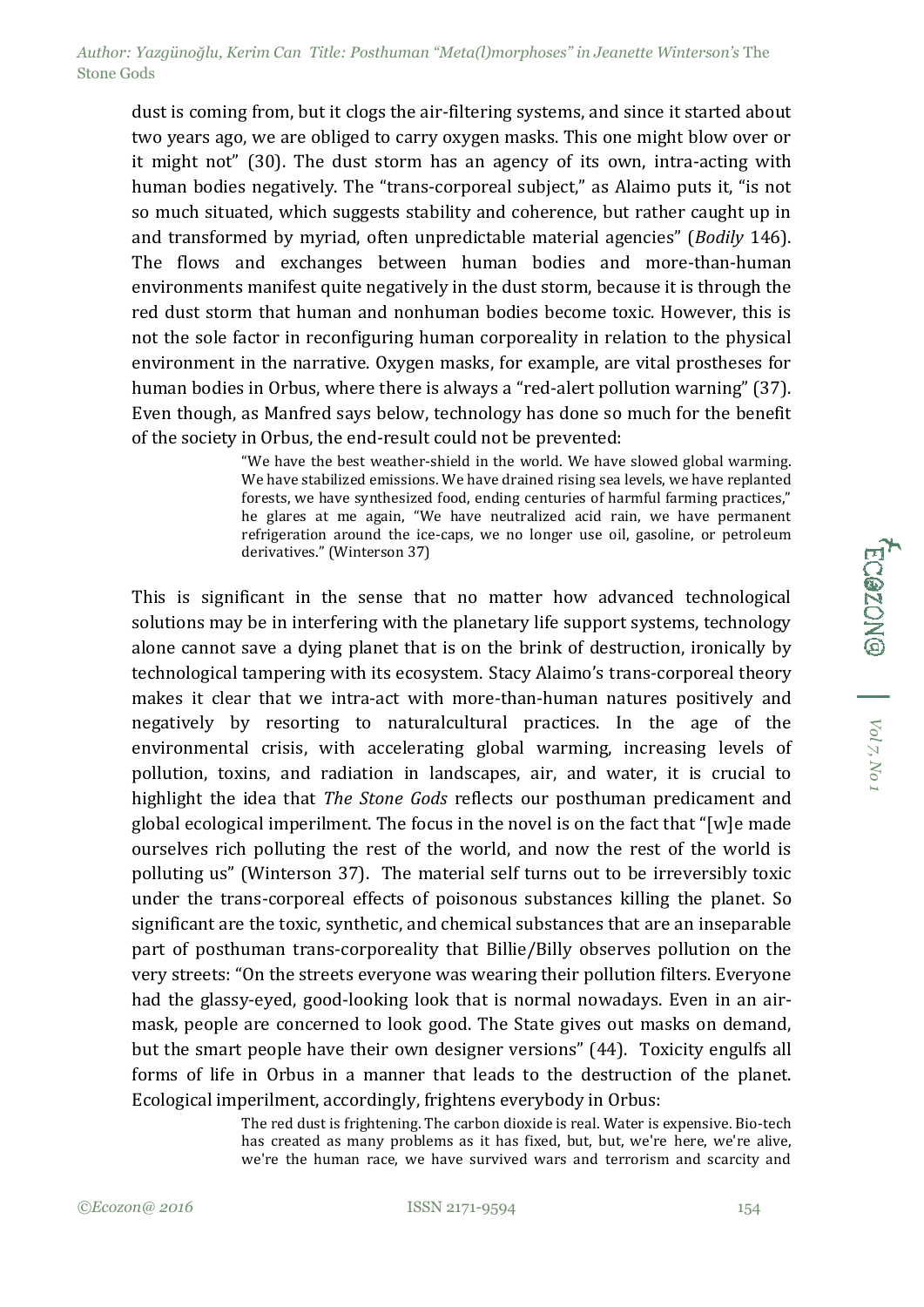dust is coming from, but it clogs the air-filtering systems, and since it started about two years ago, we are obliged to carry oxygen masks. This one might blow over or it might not" (30). The dust storm has an agency of its own, intra-acting with human bodies negatively. The "trans-corporeal subject," as Alaimo puts it, "is not so much situated, which suggests stability and coherence, but rather caught up in and transformed by myriad, often unpredictable material agencies" (*Bodily* 146). The flows and exchanges between human bodies and more-than-human environments manifest quite negatively in the dust storm, because it is through the red dust storm that human and nonhuman bodies become toxic. However, this is not the sole factor in reconfiguring human corporeality in relation to the physical environment in the narrative. Oxygen masks, for example, are vital prostheses for human bodies in Orbus, where there is always a "red-alert pollution warning" (37). Even though, as Manfred says below, technology has done so much for the benefit of the society in Orbus, the end-result could not be prevented:

> "We have the best weather-shield in the world. We have slowed global warming. We have stabilized emissions. We have drained rising sea levels, we have replanted forests, we have synthesized food, ending centuries of harmful farming practices," he glares at me again, "We have neutralized acid rain, we have permanent refrigeration around the ice-caps, we no longer use oil, gasoline, or petroleum derivatives." (Winterson 37)

This is significant in the sense that no matter how advanced technological solutions may be in interfering with the planetary life support systems, technology alone cannot save a dying planet that is on the brink of destruction, ironically by technological tampering with its ecosystem. Stacy Alaimo's trans-corporeal theory makes it clear that we intra-act with more-than-human natures positively and negatively by resorting to naturalcultural practices. In the age of the environmental crisis, with accelerating global warming, increasing levels of pollution, toxins, and radiation in landscapes, air, and water, it is crucial to highlight the idea that *The Stone Gods* reflects our posthuman predicament and global ecological imperilment. The focus in the novel is on the fact that "[w]e made ourselves rich polluting the rest of the world, and now the rest of the world is polluting us" (Winterson 37). The material self turns out to be irreversibly toxic under the trans-corporeal effects of poisonous substances killing the planet. So significant are the toxic, synthetic, and chemical substances that are an inseparable part of posthuman trans-corporeality that Billie/Billy observes pollution on the very streets: "On the streets everyone was wearing their pollution filters. Everyone had the glassy-eyed, good-looking look that is normal nowadays. Even in an air-mask, people are concerned to look good. The State gives out masks on demand, but the smart people have their own designer versions" (44). Toxicity engulfs all forms of life in Orbus in a manner that leads to the destruction of the planet. Ecological imperilment, accordingly, frightens everybody in Orbus:

> The red dust is frightening. The carbon dioxide is real. Water is expensive. Bio-tech has created as many problems as it has fixed, but, but, we're here, we're alive, we're the human race, we have survived wars and terrorism and scarcity and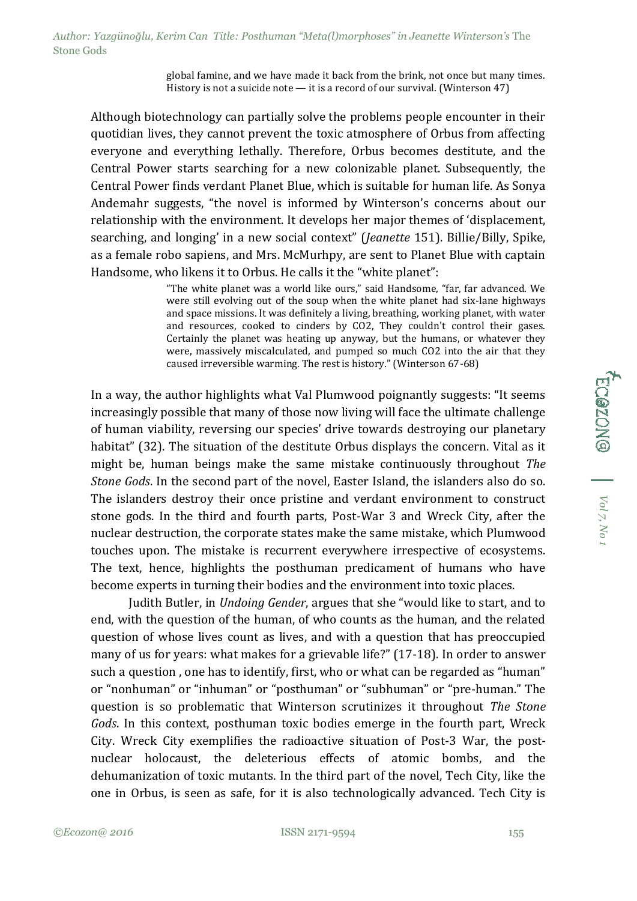> global famine, and we have made it back from the brink, not once but many times. History is not a suicide note — it is a record of our survival. (Winterson 47)

Although biotechnology can partially solve the problems people encounter in their quotidian lives, they cannot prevent the toxic atmosphere of Orbus from affecting everyone and everything lethally. Therefore, Orbus becomes destitute, and the Central Power starts searching for a new colonizable planet. Subsequently, the Central Power finds verdant Planet Blue, which is suitable for human life. As Sonya Andemahr suggests, "the novel is informed by Winterson's concerns about our relationship with the environment. It develops her major themes of 'displacement, searching, and longing' in a new social context" (*Jeanette* 151). Billie/Billy, Spike, as a female robo sapiens, and Mrs. McMurhpy, are sent to Planet Blue with captain Handsome, who likens it to Orbus. He calls it the "white planet":

> "The white planet was a world like ours," said Handsome, "far, far advanced. We were still evolving out of the soup when the white planet had six-lane highways and space missions. It was definitely a living, breathing, working planet, with water and resources, cooked to cinders by CO2, They couldn't control their gases. Certainly the planet was heating up anyway, but the humans, or whatever they were, massively miscalculated, and pumped so much CO2 into the air that they caused irreversible warming. The rest is history." (Winterson 67-68)

In a way, the author highlights what Val Plumwood poignantly suggests: "It seems increasingly possible that many of those now living will face the ultimate challenge of human viability, reversing our species' drive towards destroying our planetary habitat" (32). The situation of the destitute Orbus displays the concern. Vital as it might be, human beings make the same mistake continuously throughout *The Stone Gods*. In the second part of the novel, Easter Island, the islanders also do so. The islanders destroy their once pristine and verdant environment to construct stone gods. In the third and fourth parts, Post-War 3 and Wreck City, after the nuclear destruction, the corporate states make the same mistake, which Plumwood touches upon. The mistake is recurrent everywhere irrespective of ecosystems. The text, hence, highlights the posthuman predicament of humans who have become experts in turning their bodies and the environment into toxic places.

Judith Butler, in *Undoing Gender*, argues that she "would like to start, and to end, with the question of the human, of who counts as the human, and the related question of whose lives count as lives, and with a question that has preoccupied many of us for years: what makes for a grievable life?" (17-18). In order to answer such a question , one has to identify, first, who or what can be regarded as "human" or "nonhuman" or "inhuman" or "posthuman" or "subhuman" or "pre-human." The question is so problematic that Winterson scrutinizes it throughout *The Stone Gods*. In this context, posthuman toxic bodies emerge in the fourth part, Wreck City. Wreck City exemplifies the radioactive situation of Post-3 War, the post-nuclear holocaust, the deleterious effects of atomic bombs, and the dehumanization of toxic mutants. In the third part of the novel, Tech City, like the one in Orbus, is seen as safe, for it is also technologically advanced. Tech City is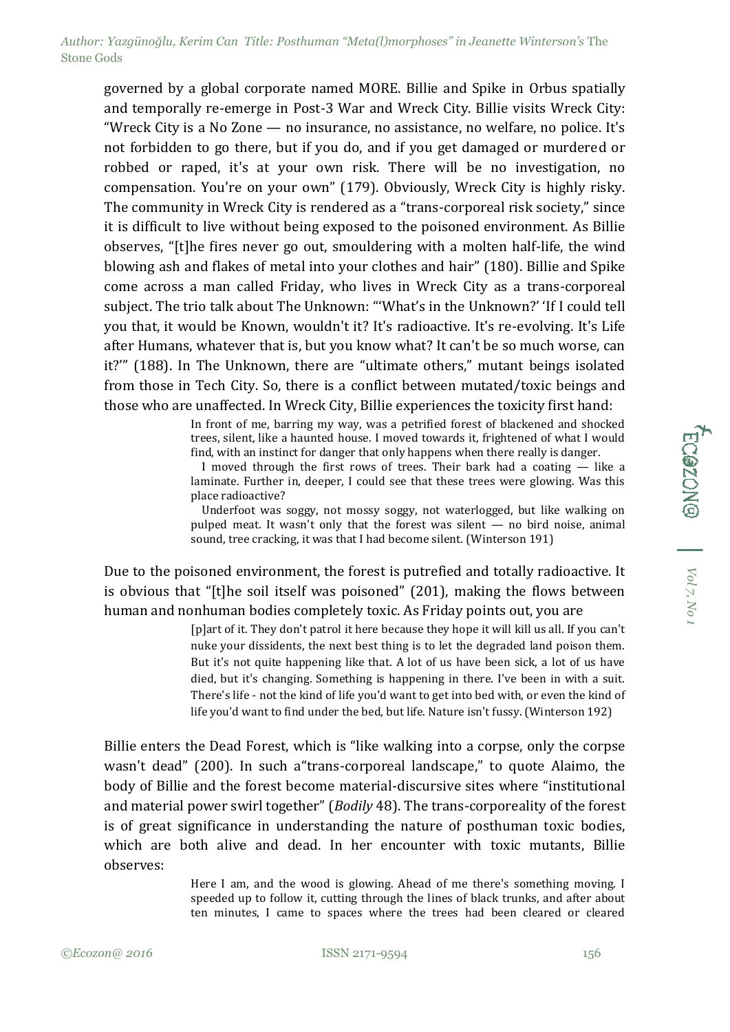governed by a global corporate named MORE. Billie and Spike in Orbus spatially and temporally re-emerge in Post-3 War and Wreck City. Billie visits Wreck City: "Wreck City is a No Zone — no insurance, no assistance, no welfare, no police. It's not forbidden to go there, but if you do, and if you get damaged or murdered or robbed or raped, it's at your own risk. There will be no investigation, no compensation. You're on your own" (179). Obviously, Wreck City is highly risky. The community in Wreck City is rendered as a "trans-corporeal risk society," since it is difficult to live without being exposed to the poisoned environment. As Billie observes, "[t]he fires never go out, smouldering with a molten half-life, the wind blowing ash and flakes of metal into your clothes and hair" (180). Billie and Spike come across a man called Friday, who lives in Wreck City as a trans-corporeal subject. The trio talk about The Unknown: "'What's in the Unknown?' 'If I could tell you that, it would be Known, wouldn't it? It's radioactive. It's re-evolving. It's Life after Humans, whatever that is, but you know what? It can't be so much worse, can it?'" (188). In The Unknown, there are "ultimate others," mutant beings isolated from those in Tech City. So, there is a conflict between mutated/toxic beings and those who are unaffected. In Wreck City, Billie experiences the toxicity first hand:

> In front of me, barring my way, was a petrified forest of blackened and shocked trees, silent, like a haunted house. I moved towards it, frightened of what I would find, with an instinct for danger that only happens when there really is danger.
>
> I moved through the first rows of trees. Their bark had a coating — like a laminate. Further in, deeper, I could see that these trees were glowing. Was this place radioactive?
>
> Underfoot was soggy, not mossy soggy, not waterlogged, but like walking on pulped meat. It wasn't only that the forest was silent — no bird noise, animal sound, tree cracking, it was that I had become silent. (Winterson 191)

Due to the poisoned environment, the forest is putrefied and totally radioactive. It is obvious that "[t]he soil itself was poisoned" (201), making the flows between human and nonhuman bodies completely toxic. As Friday points out, you are

> [p]art of it. They don't patrol it here because they hope it will kill us all. If you can't nuke your dissidents, the next best thing is to let the degraded land poison them. But it's not quite happening like that. A lot of us have been sick, a lot of us have died, but it's changing. Something is happening in there. I've been in with a suit. There's life - not the kind of life you'd want to get into bed with, or even the kind of life you'd want to find under the bed, but life. Nature isn't fussy. (Winterson 192)

Billie enters the Dead Forest, which is "like walking into a corpse, only the corpse wasn't dead" (200). In such a"trans-corporeal landscape," to quote Alaimo, the body of Billie and the forest become material-discursive sites where "institutional and material power swirl together" (*Bodily* 48). The trans-corporeality of the forest is of great significance in understanding the nature of posthuman toxic bodies, which are both alive and dead. In her encounter with toxic mutants, Billie observes:

> Here I am, and the wood is glowing. Ahead of me there's something moving. I speeded up to follow it, cutting through the lines of black trunks, and after about ten minutes, I came to spaces where the trees had been cleared or cleared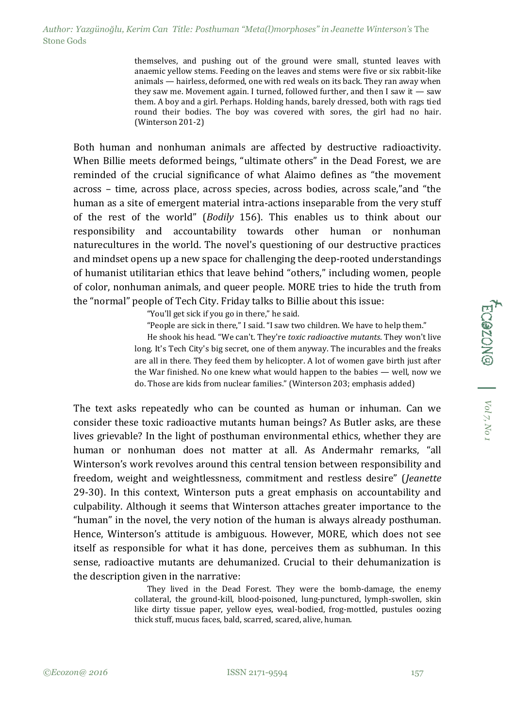themselves, and pushing out of the ground were small, stunted leaves with anaemic yellow stems. Feeding on the leaves and stems were five or six rabbit-like animals — hairless, deformed, one with red weals on its back. They ran away when they saw me. Movement again. I turned, followed further, and then I saw it — saw them. A boy and a girl. Perhaps. Holding hands, barely dressed, both with rags tied round their bodies. The boy was covered with sores, the girl had no hair. (Winterson 201-2)

Both human and nonhuman animals are affected by destructive radioactivity. When Billie meets deformed beings, "ultimate others" in the Dead Forest, we are reminded of the crucial significance of what Alaimo defines as "the movement across – time, across place, across species, across bodies, across scale,"and "the human as a site of emergent material intra-actions inseparable from the very stuff of the rest of the world" (*Bodily* 156). This enables us to think about our responsibility and accountability towards other human or nonhuman naturecultures in the world. The novel's questioning of our destructive practices and mindset opens up a new space for challenging the deep-rooted understandings of humanist utilitarian ethics that leave behind "others," including women, people of color, nonhuman animals, and queer people. MORE tries to hide the truth from the "normal" people of Tech City. Friday talks to Billie about this issue:

> "You'll get sick if you go in there," he said.
>
> "People are sick in there," I said. "I saw two children. We have to help them."
>
> He shook his head. "We can't. They're *toxic radioactive mutants*. They won't live long. It's Tech City's big secret, one of them anyway. The incurables and the freaks are all in there. They feed them by helicopter. A lot of women gave birth just after the War finished. No one knew what would happen to the babies — well, now we do. Those are kids from nuclear families." (Winterson 203; emphasis added)

The text asks repeatedly who can be counted as human or inhuman. Can we consider these toxic radioactive mutants human beings? As Butler asks, are these lives grievable? In the light of posthuman environmental ethics, whether they are human or nonhuman does not matter at all. As Andermahr remarks, "all Winterson's work revolves around this central tension between responsibility and freedom, weight and weightlessness, commitment and restless desire" (*Jeanette* 29-30). In this context, Winterson puts a great emphasis on accountability and culpability. Although it seems that Winterson attaches greater importance to the "human" in the novel, the very notion of the human is always already posthuman. Hence, Winterson's attitude is ambiguous. However, MORE, which does not see itself as responsible for what it has done, perceives them as subhuman. In this sense, radioactive mutants are dehumanized. Crucial to their dehumanization is the description given in the narrative:

> They lived in the Dead Forest. They were the bomb-damage, the enemy collateral, the ground-kill, blood-poisoned, lung-punctured, lymph-swollen, skin like dirty tissue paper, yellow eyes, weal-bodied, frog-mottled, pustules oozing thick stuff, mucus faces, bald, scarred, scared, alive, human.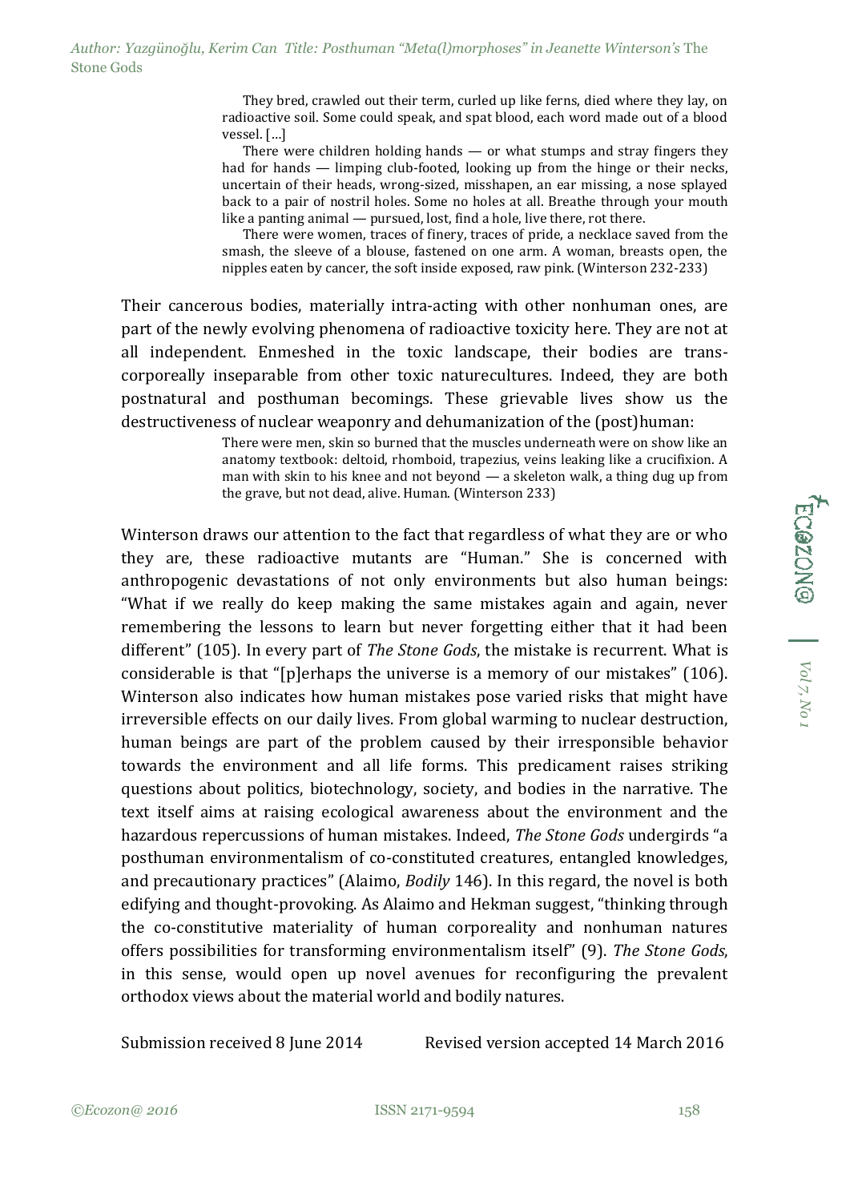> They bred, crawled out their term, curled up like ferns, died where they lay, on radioactive soil. Some could speak, and spat blood, each word made out of a blood vessel. […]
>
> There were children holding hands — or what stumps and stray fingers they had for hands — limping club-footed, looking up from the hinge or their necks, uncertain of their heads, wrong-sized, misshapen, an ear missing, a nose splayed back to a pair of nostril holes. Some no holes at all. Breathe through your mouth like a panting animal — pursued, lost, find a hole, live there, rot there.
>
> There were women, traces of finery, traces of pride, a necklace saved from the smash, the sleeve of a blouse, fastened on one arm. A woman, breasts open, the nipples eaten by cancer, the soft inside exposed, raw pink. (Winterson 232-233)

Their cancerous bodies, materially intra-acting with other nonhuman ones, are part of the newly evolving phenomena of radioactive toxicity here. They are not at all independent. Enmeshed in the toxic landscape, their bodies are trans-corporeally inseparable from other toxic naturecultures. Indeed, they are both postnatural and posthuman becomings. These grievable lives show us the destructiveness of nuclear weaponry and dehumanization of the (post)human:

> There were men, skin so burned that the muscles underneath were on show like an anatomy textbook: deltoid, rhomboid, trapezius, veins leaking like a crucifixion. A man with skin to his knee and not beyond — a skeleton walk, a thing dug up from the grave, but not dead, alive. Human. (Winterson 233)

Winterson draws our attention to the fact that regardless of what they are or who they are, these radioactive mutants are "Human." She is concerned with anthropogenic devastations of not only environments but also human beings: "What if we really do keep making the same mistakes again and again, never remembering the lessons to learn but never forgetting either that it had been different" (105). In every part of *The Stone Gods*, the mistake is recurrent. What is considerable is that "[p]erhaps the universe is a memory of our mistakes" (106). Winterson also indicates how human mistakes pose varied risks that might have irreversible effects on our daily lives. From global warming to nuclear destruction, human beings are part of the problem caused by their irresponsible behavior towards the environment and all life forms. This predicament raises striking questions about politics, biotechnology, society, and bodies in the narrative. The text itself aims at raising ecological awareness about the environment and the hazardous repercussions of human mistakes. Indeed, *The Stone Gods* undergirds "a posthuman environmentalism of co-constituted creatures, entangled knowledges, and precautionary practices" (Alaimo, *Bodily* 146). In this regard, the novel is both edifying and thought-provoking. As Alaimo and Hekman suggest, "thinking through the co-constitutive materiality of human corporeality and nonhuman natures offers possibilities for transforming environmentalism itself" (9). *The Stone Gods*, in this sense, would open up novel avenues for reconfiguring the prevalent orthodox views about the material world and bodily natures.

Submission received 8 June 2014 Revised version accepted 14 March 2016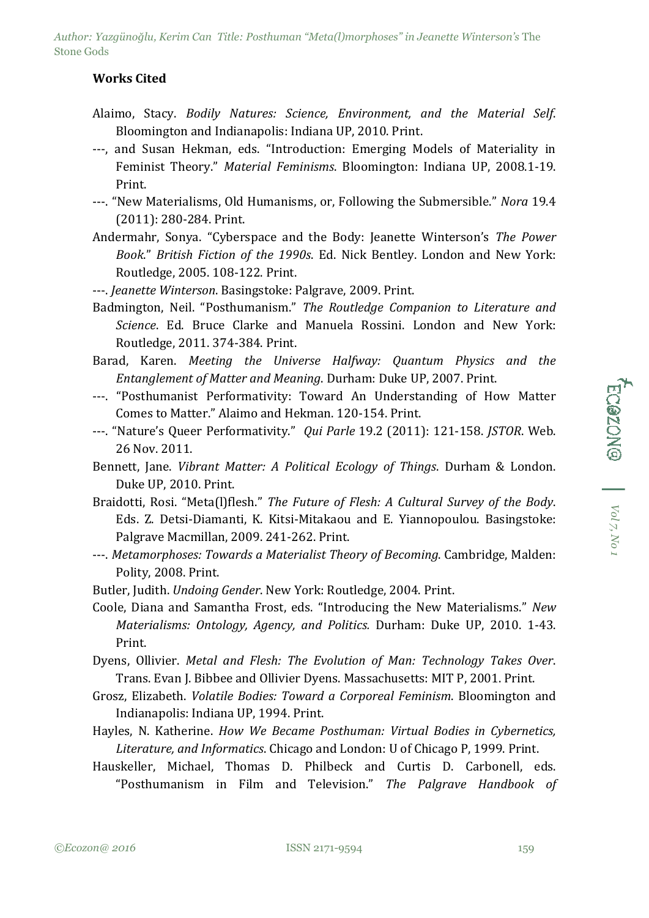## Works Cited

Alaimo, Stacy. *Bodily Natures: Science, Environment, and the Material Self*. Bloomington and Indianapolis: Indiana UP, 2010. Print.

---, and Susan Hekman, eds. "Introduction: Emerging Models of Materiality in Feminist Theory." *Material Feminisms*. Bloomington: Indiana UP, 2008.1-19. Print.

---. "New Materialisms, Old Humanisms, or, Following the Submersible." *Nora* 19.4 (2011): 280-284. Print.

Andermahr, Sonya. "Cyberspace and the Body: Jeanette Winterson's *The Power Book*." *British Fiction of the 1990s*. Ed. Nick Bentley. London and New York: Routledge, 2005. 108-122. Print.

---. *Jeanette Winterson*. Basingstoke: Palgrave, 2009. Print.

Badmington, Neil. "Posthumanism." *The Routledge Companion to Literature and Science*. Ed. Bruce Clarke and Manuela Rossini. London and New York: Routledge, 2011. 374-384. Print.

Barad, Karen. *Meeting the Universe Halfway: Quantum Physics and the Entanglement of Matter and Meaning*. Durham: Duke UP, 2007. Print.

---. "Posthumanist Performativity: Toward An Understanding of How Matter Comes to Matter." Alaimo and Hekman. 120-154. Print.

---. "Nature's Queer Performativity." *Qui Parle* 19.2 (2011): 121-158. *JSTOR*. Web. 26 Nov. 2011.

Bennett, Jane. *Vibrant Matter: A Political Ecology of Things*. Durham & London. Duke UP, 2010. Print.

Braidotti, Rosi. "Meta(l)flesh." *The Future of Flesh: A Cultural Survey of the Body*. Eds. Z. Detsi-Diamanti, K. Kitsi-Mitakaou and E. Yiannopoulou. Basingstoke: Palgrave Macmillan, 2009. 241-262. Print.

---. *Metamorphoses: Towards a Materialist Theory of Becoming*. Cambridge, Malden: Polity, 2008. Print.

Butler, Judith. *Undoing Gender*. New York: Routledge, 2004. Print.

Coole, Diana and Samantha Frost, eds. "Introducing the New Materialisms." *New Materialisms: Ontology, Agency, and Politics*. Durham: Duke UP, 2010. 1-43. Print.

Dyens, Ollivier. *Metal and Flesh: The Evolution of Man: Technology Takes Over*. Trans. Evan J. Bibbee and Ollivier Dyens. Massachusetts: MIT P, 2001. Print.

Grosz, Elizabeth. *Volatile Bodies: Toward a Corporeal Feminism*. Bloomington and Indianapolis: Indiana UP, 1994. Print.

Hayles, N. Katherine. *How We Became Posthuman: Virtual Bodies in Cybernetics, Literature, and Informatics*. Chicago and London: U of Chicago P, 1999. Print.

Hauskeller, Michael, Thomas D. Philbeck and Curtis D. Carbonell, eds. "Posthumanism in Film and Television." *The Palgrave Handbook of*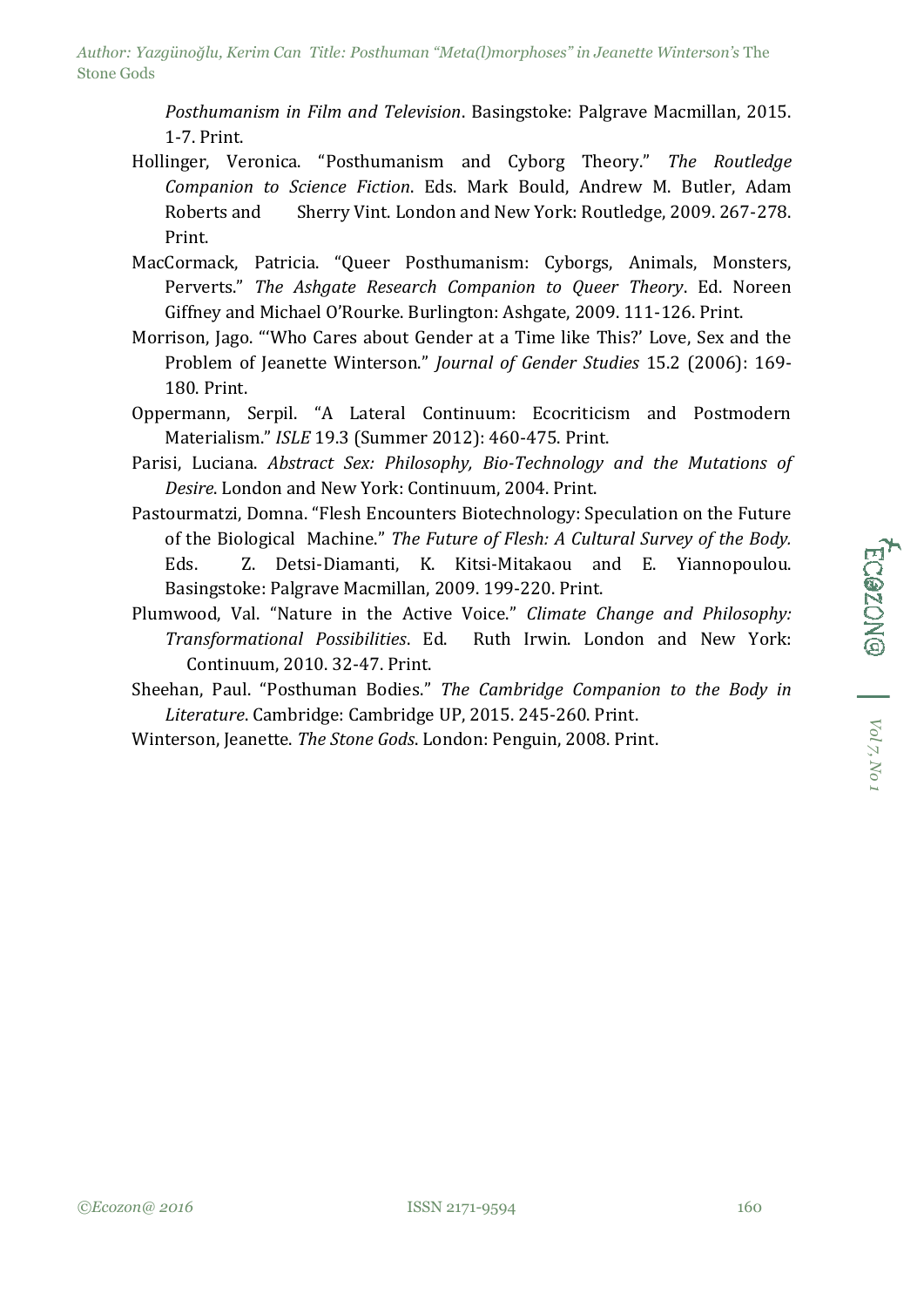*Posthumanism in Film and Television*. Basingstoke: Palgrave Macmillan, 2015. 1-7. Print.

Hollinger, Veronica. "Posthumanism and Cyborg Theory." *The Routledge Companion to Science Fiction*. Eds. Mark Bould, Andrew M. Butler, Adam Roberts and Sherry Vint. London and New York: Routledge, 2009. 267-278. Print.

MacCormack, Patricia. "Queer Posthumanism: Cyborgs, Animals, Monsters, Perverts." *The Ashgate Research Companion to Queer Theory*. Ed. Noreen Giffney and Michael O'Rourke. Burlington: Ashgate, 2009. 111-126. Print.

Morrison, Jago. "'Who Cares about Gender at a Time like This?' Love, Sex and the Problem of Jeanette Winterson." *Journal of Gender Studies* 15.2 (2006): 169-180. Print.

Oppermann, Serpil. "A Lateral Continuum: Ecocriticism and Postmodern Materialism." *ISLE* 19.3 (Summer 2012): 460-475. Print.

Parisi, Luciana. *Abstract Sex: Philosophy, Bio-Technology and the Mutations of Desire*. London and New York: Continuum, 2004. Print.

Pastourmatzi, Domna. "Flesh Encounters Biotechnology: Speculation on the Future of the Biological Machine." *The Future of Flesh: A Cultural Survey of the Body.* Eds. Z. Detsi-Diamanti, K. Kitsi-Mitakaou and E. Yiannopoulou. Basingstoke: Palgrave Macmillan, 2009. 199-220. Print.

Plumwood, Val. "Nature in the Active Voice." *Climate Change and Philosophy: Transformational Possibilities*. Ed. Ruth Irwin. London and New York: Continuum, 2010. 32-47. Print.

Sheehan, Paul. "Posthuman Bodies." *The Cambridge Companion to the Body in Literature*. Cambridge: Cambridge UP, 2015. 245-260. Print.

Winterson, Jeanette. *The Stone Gods*. London: Penguin, 2008. Print.